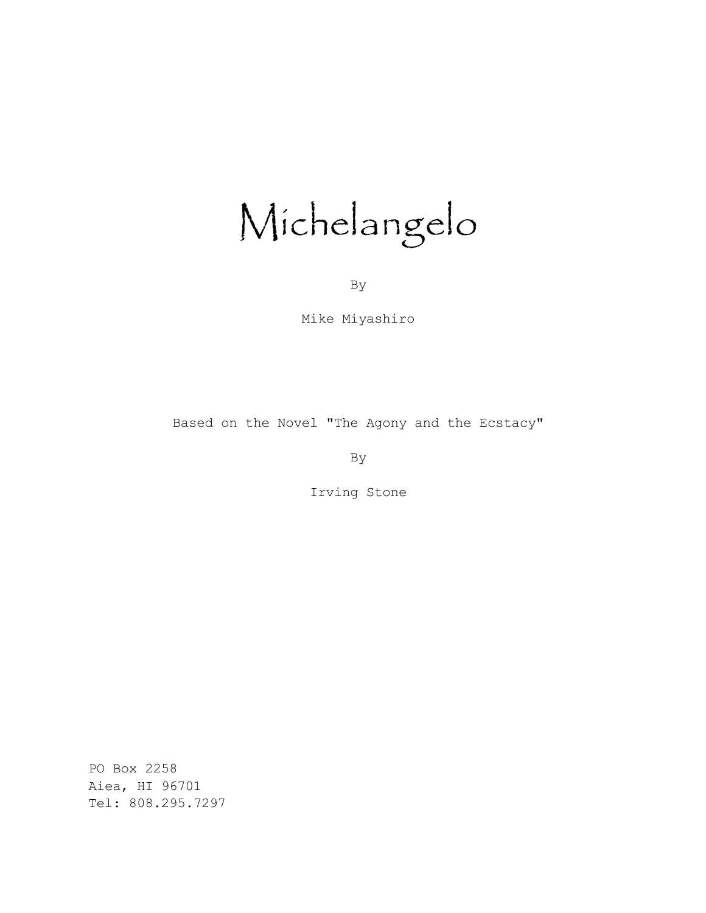# Michelangelo

By

Mike Miyashiro

Based on the Novel "The Agony and the Ecstacy"

By

Irving Stone

PO Box 2258
Aiea, HI 96701
Tel: 808.295.7297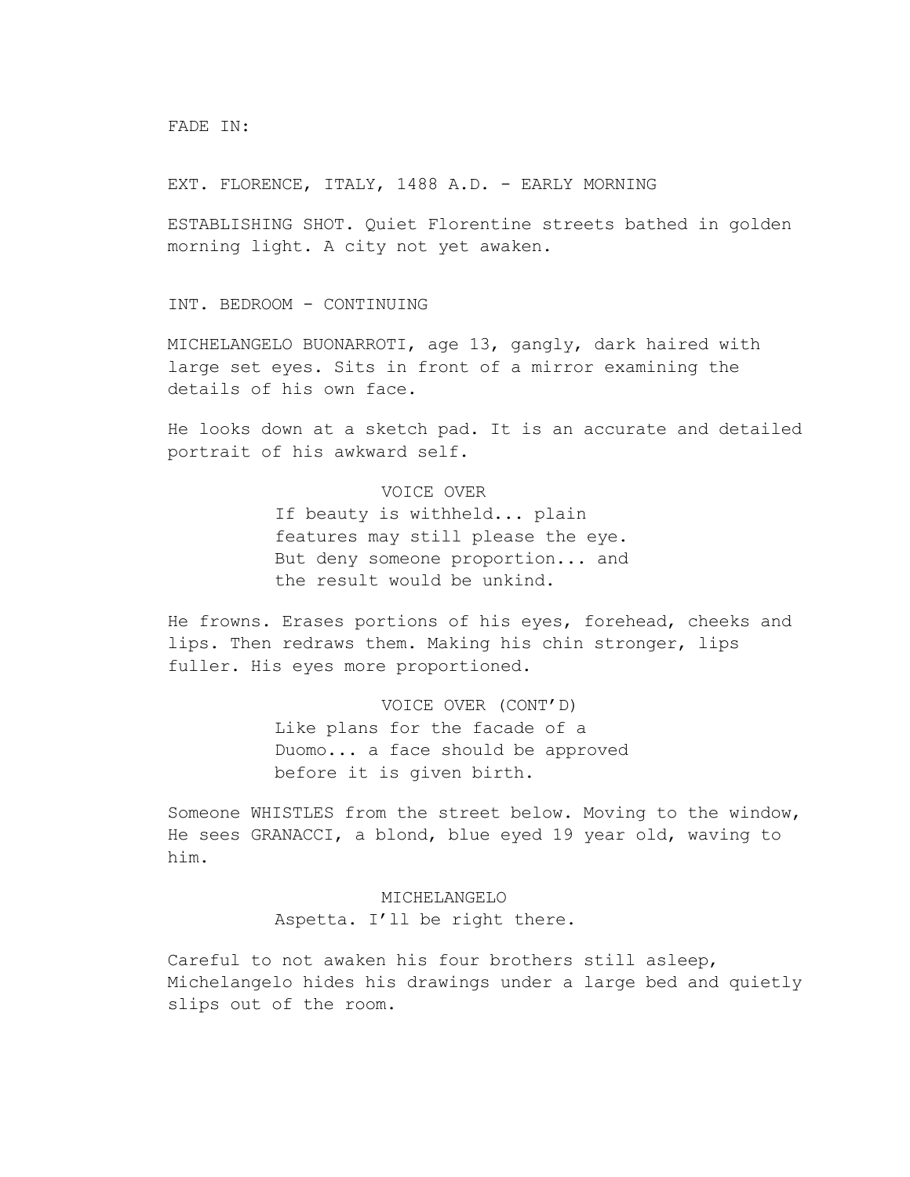FADE IN:

EXT. FLORENCE, ITALY, 1488 A.D. - EARLY MORNING

ESTABLISHING SHOT. Quiet Florentine streets bathed in golden morning light. A city not yet awaken.

INT. BEDROOM - CONTINUING

MICHELANGELO BUONARROTI, age 13, gangly, dark haired with large set eyes. Sits in front of a mirror examining the details of his own face.

He looks down at a sketch pad. It is an accurate and detailed portrait of his awkward self.

VOICE OVER
If beauty is withheld... plain features may still please the eye. But deny someone proportion... and the result would be unkind.

He frowns. Erases portions of his eyes, forehead, cheeks and lips. Then redraws them. Making his chin stronger, lips fuller. His eyes more proportioned.

VOICE OVER (CONT'D)
Like plans for the facade of a Duomo... a face should be approved before it is given birth.

Someone WHISTLES from the street below. Moving to the window, He sees GRANACCI, a blond, blue eyed 19 year old, waving to him.

MICHELANGELO
Aspetta. I'll be right there.

Careful to not awaken his four brothers still asleep, Michelangelo hides his drawings under a large bed and quietly slips out of the room.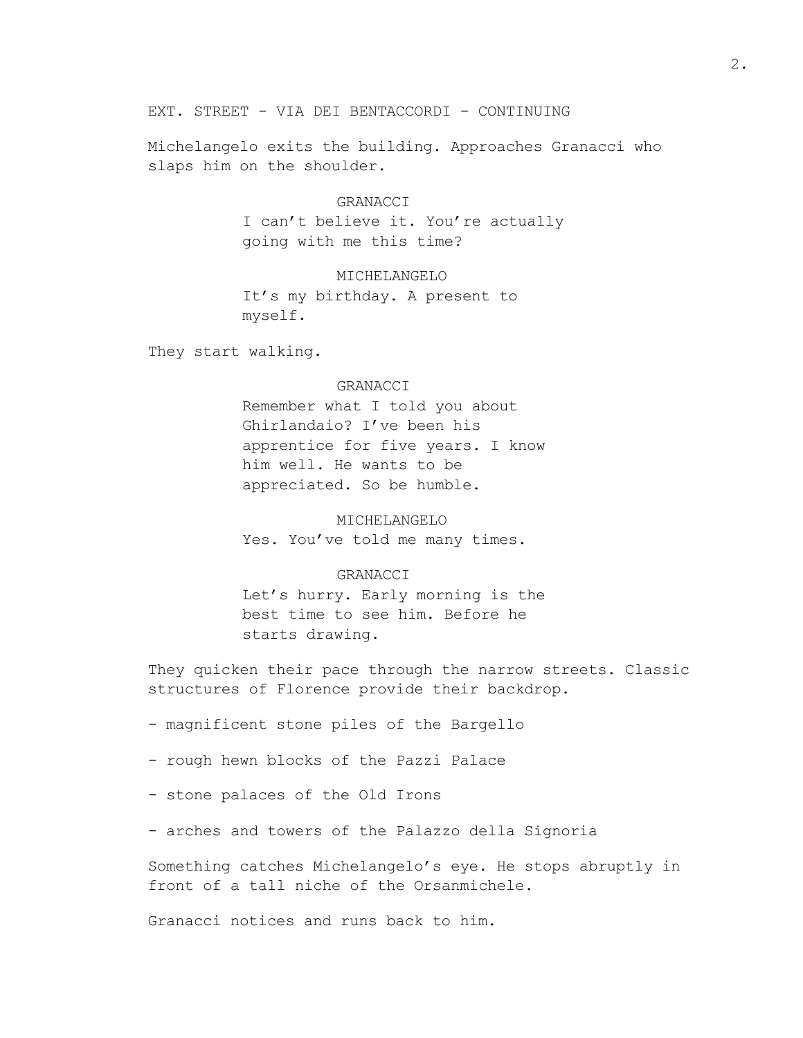EXT. STREET - VIA DEI BENTACCORDI - CONTINUING

Michelangelo exits the building. Approaches Granacci who slaps him on the shoulder.

GRANACCI
I can't believe it. You're actually going with me this time?

MICHELANGELO
It's my birthday. A present to myself.

They start walking.

GRANACCI
Remember what I told you about Ghirlandaio? I've been his apprentice for five years. I know him well. He wants to be appreciated. So be humble.

MICHELANGELO
Yes. You've told me many times.

GRANACCI
Let's hurry. Early morning is the best time to see him. Before he starts drawing.

They quicken their pace through the narrow streets. Classic structures of Florence provide their backdrop.

- magnificent stone piles of the Bargello

- rough hewn blocks of the Pazzi Palace

- stone palaces of the Old Irons

- arches and towers of the Palazzo della Signoria

Something catches Michelangelo's eye. He stops abruptly in front of a tall niche of the Orsanmichele.

Granacci notices and runs back to him.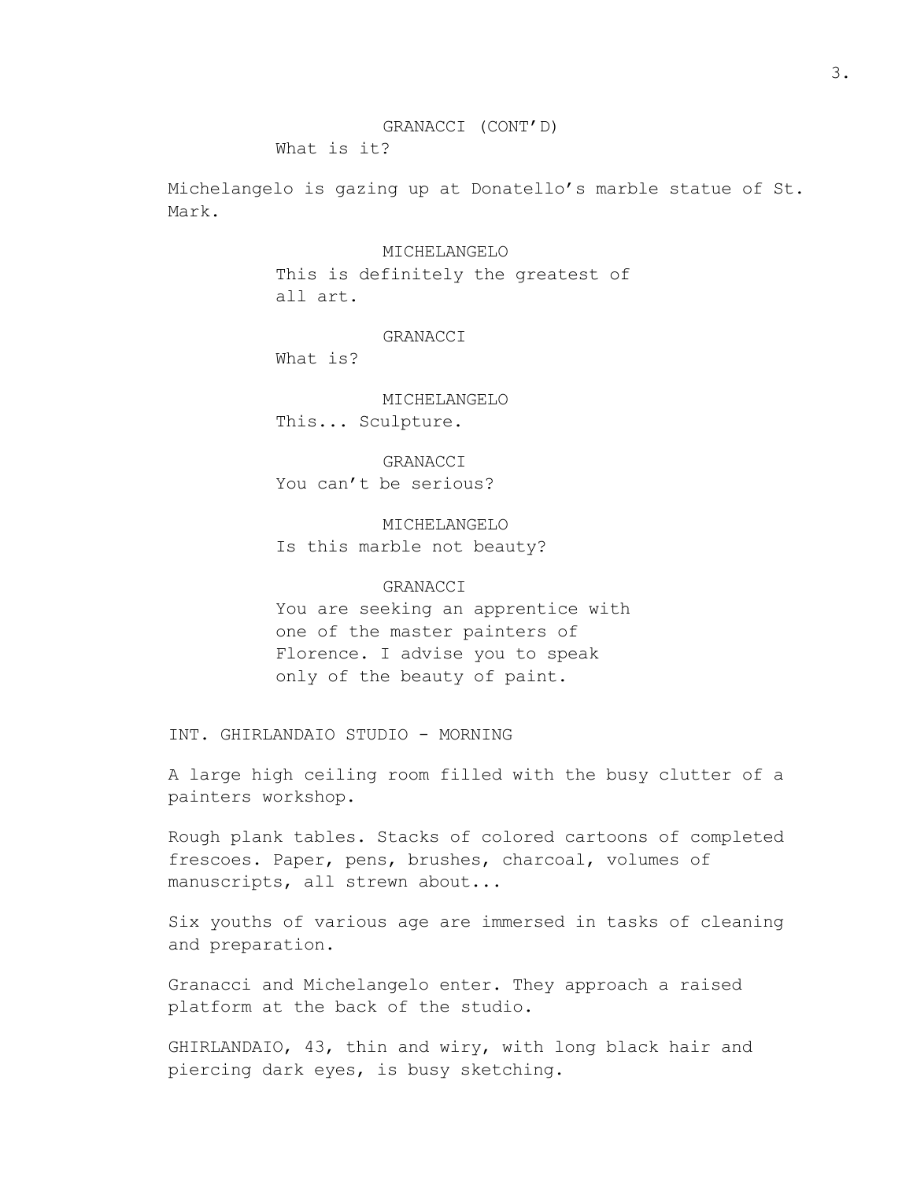GRANACCI (CONT'D)
What is it?

Michelangelo is gazing up at Donatello's marble statue of St. Mark.

MICHELANGELO
This is definitely the greatest of all art.

GRANACCI
What is?

MICHELANGELO
This... Sculpture.

GRANACCI
You can't be serious?

MICHELANGELO
Is this marble not beauty?

GRANACCI
You are seeking an apprentice with one of the master painters of Florence. I advise you to speak only of the beauty of paint.

INT. GHIRLANDAIO STUDIO - MORNING

A large high ceiling room filled with the busy clutter of a painters workshop.

Rough plank tables. Stacks of colored cartoons of completed frescoes. Paper, pens, brushes, charcoal, volumes of manuscripts, all strewn about...

Six youths of various age are immersed in tasks of cleaning and preparation.

Granacci and Michelangelo enter. They approach a raised platform at the back of the studio.

GHIRLANDAIO, 43, thin and wiry, with long black hair and piercing dark eyes, is busy sketching.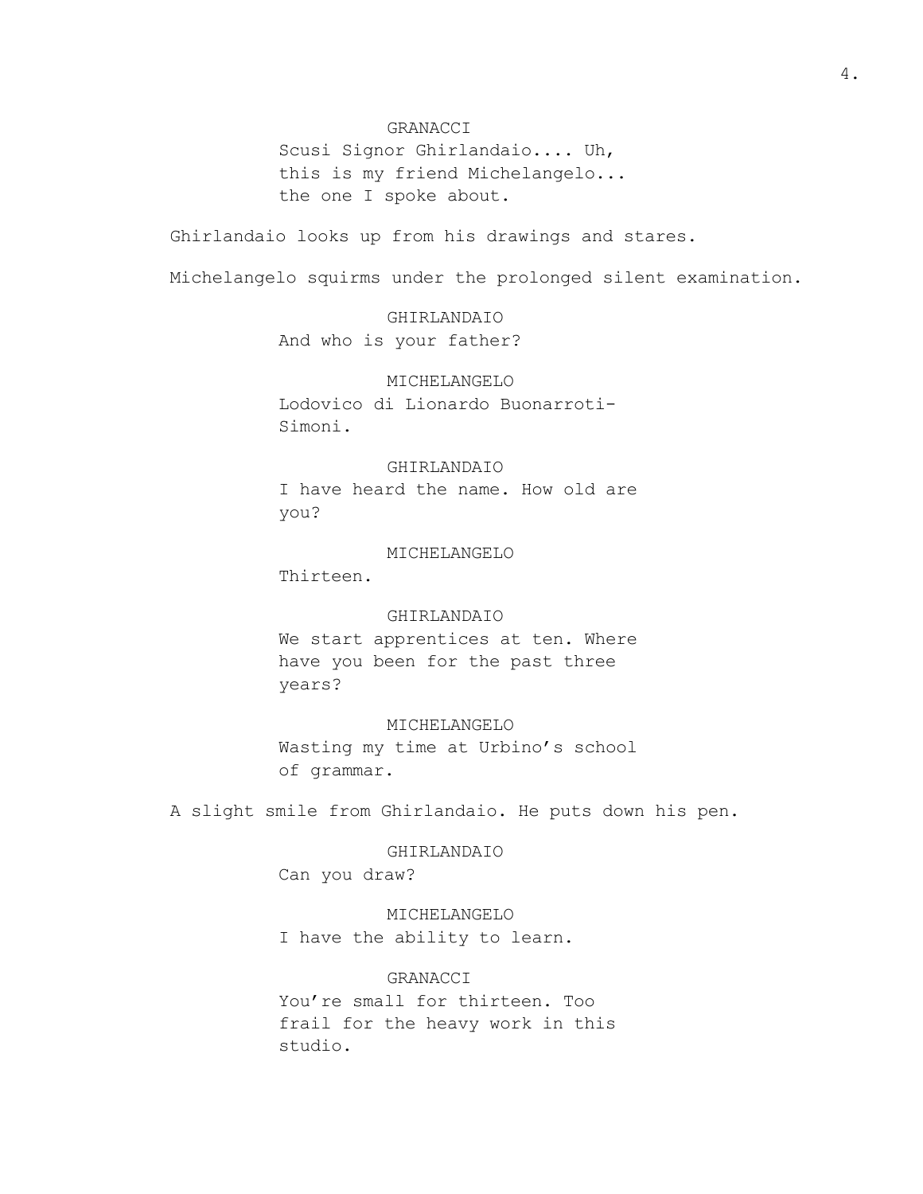GRANACCI

Scusi Signor Ghirlandaio.... Uh, this is my friend Michelangelo... the one I spoke about.

Ghirlandaio looks up from his drawings and stares.

Michelangelo squirms under the prolonged silent examination.

GHIRLANDAIO

And who is your father?

MICHELANGELO

Lodovico di Lionardo Buonarroti-Simoni.

GHIRLANDAIO

I have heard the name. How old are you?

MICHELANGELO

Thirteen.

GHIRLANDAIO

We start apprentices at ten. Where have you been for the past three years?

MICHELANGELO

Wasting my time at Urbino's school of grammar.

A slight smile from Ghirlandaio. He puts down his pen.

GHIRLANDAIO

Can you draw?

MICHELANGELO

I have the ability to learn.

GRANACCI

You're small for thirteen. Too frail for the heavy work in this studio.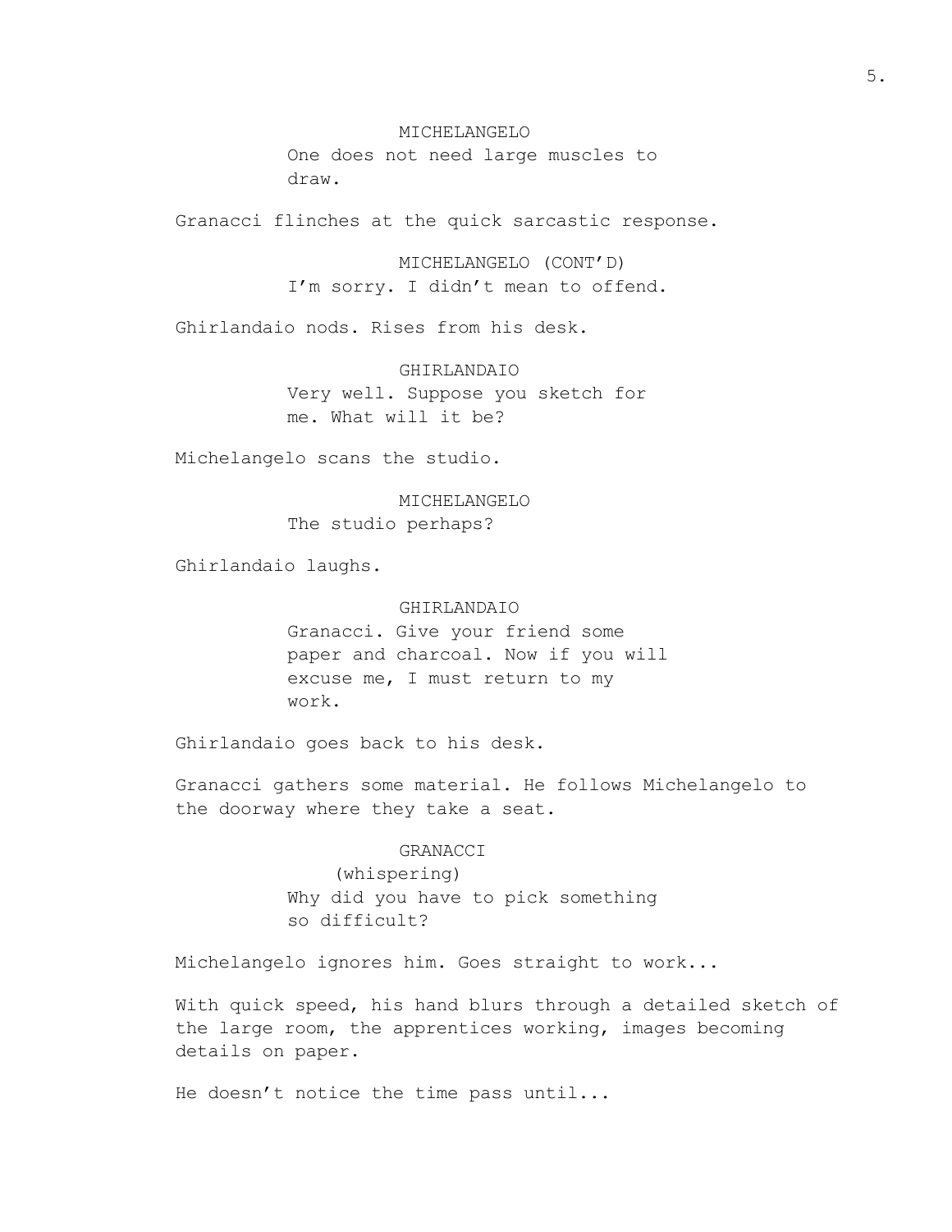MICHELANGELO
One does not need large muscles to draw.

Granacci flinches at the quick sarcastic response.

MICHELANGELO (CONT'D)
I'm sorry. I didn't mean to offend.

Ghirlandaio nods. Rises from his desk.

GHIRLANDAIO
Very well. Suppose you sketch for me. What will it be?

Michelangelo scans the studio.

MICHELANGELO
The studio perhaps?

Ghirlandaio laughs.

GHIRLANDAIO
Granacci. Give your friend some paper and charcoal. Now if you will excuse me, I must return to my work.

Ghirlandaio goes back to his desk.

Granacci gathers some material. He follows Michelangelo to the doorway where they take a seat.

GRANACCI
(whispering)
Why did you have to pick something so difficult?

Michelangelo ignores him. Goes straight to work...

With quick speed, his hand blurs through a detailed sketch of the large room, the apprentices working, images becoming details on paper.

He doesn't notice the time pass until...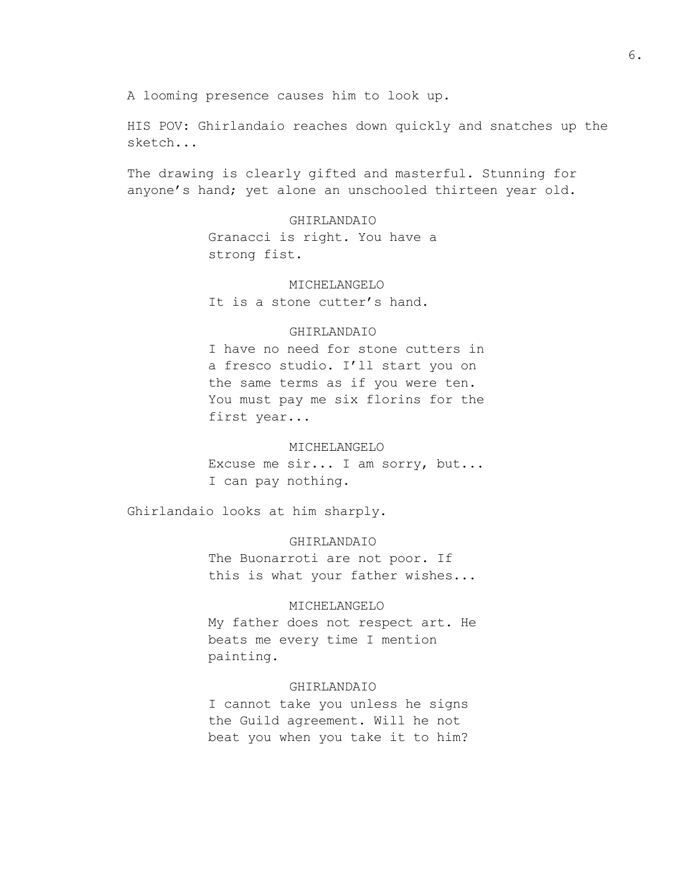A looming presence causes him to look up.

HIS POV: Ghirlandaio reaches down quickly and snatches up the sketch...

The drawing is clearly gifted and masterful. Stunning for anyone's hand; yet alone an unschooled thirteen year old.

GHIRLANDAIO
Granacci is right. You have a strong fist.

MICHELANGELO
It is a stone cutter's hand.

GHIRLANDAIO
I have no need for stone cutters in a fresco studio. I'll start you on the same terms as if you were ten. You must pay me six florins for the first year...

MICHELANGELO
Excuse me sir... I am sorry, but... I can pay nothing.

Ghirlandaio looks at him sharply.

GHIRLANDAIO
The Buonarroti are not poor. If this is what your father wishes...

MICHELANGELO
My father does not respect art. He beats me every time I mention painting.

GHIRLANDAIO
I cannot take you unless he signs the Guild agreement. Will he not beat you when you take it to him?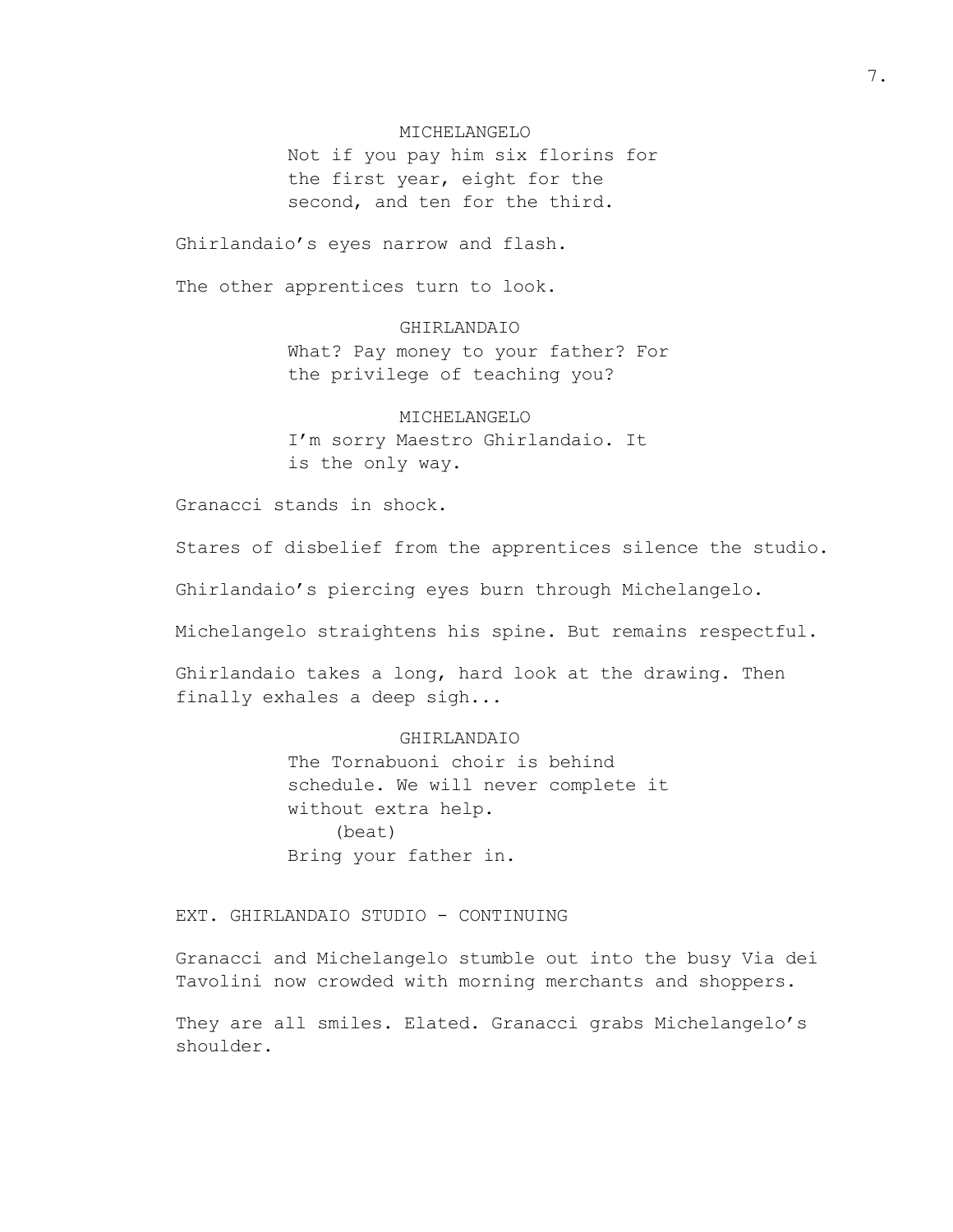MICHELANGELO

Not if you pay him six florins for the first year, eight for the second, and ten for the third.

Ghirlandaio's eyes narrow and flash.

The other apprentices turn to look.

GHIRLANDAIO

What? Pay money to your father? For the privilege of teaching you?

MICHELANGELO

I'm sorry Maestro Ghirlandaio. It is the only way.

Granacci stands in shock.

Stares of disbelief from the apprentices silence the studio.

Ghirlandaio's piercing eyes burn through Michelangelo.

Michelangelo straightens his spine. But remains respectful.

Ghirlandaio takes a long, hard look at the drawing. Then finally exhales a deep sigh...

GHIRLANDAIO

The Tornabuoni choir is behind schedule. We will never complete it without extra help.

(beat)

Bring your father in.

EXT. GHIRLANDAIO STUDIO - CONTINUING

Granacci and Michelangelo stumble out into the busy Via dei Tavolini now crowded with morning merchants and shoppers.

They are all smiles. Elated. Granacci grabs Michelangelo's shoulder.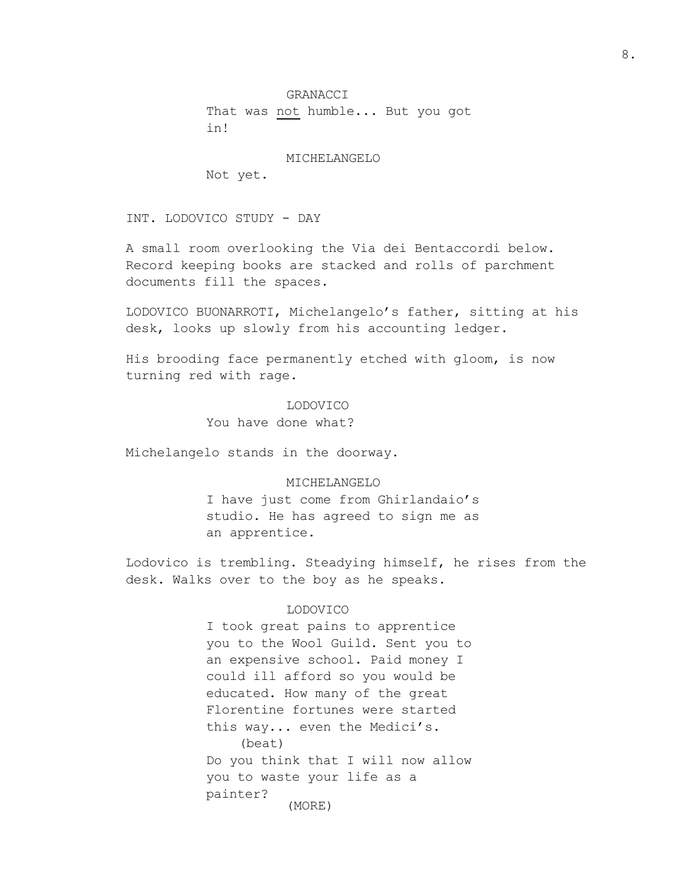GRANACCI

That was <u>not</u> humble... But you got in!

MICHELANGELO

Not yet.

INT. LODOVICO STUDY - DAY

A small room overlooking the Via dei Bentaccordi below. Record keeping books are stacked and rolls of parchment documents fill the spaces.

LODOVICO BUONARROTI, Michelangelo's father, sitting at his desk, looks up slowly from his accounting ledger.

His brooding face permanently etched with gloom, is now turning red with rage.

LODOVICO

You have done what?

Michelangelo stands in the doorway.

MICHELANGELO

I have just come from Ghirlandaio's studio. He has agreed to sign me as an apprentice.

Lodovico is trembling. Steadying himself, he rises from the desk. Walks over to the boy as he speaks.

LODOVICO

I took great pains to apprentice you to the Wool Guild. Sent you to an expensive school. Paid money I could ill afford so you would be educated. How many of the great Florentine fortunes were started this way... even the Medici's.

(beat)

Do you think that I will now allow you to waste your life as a painter?

(MORE)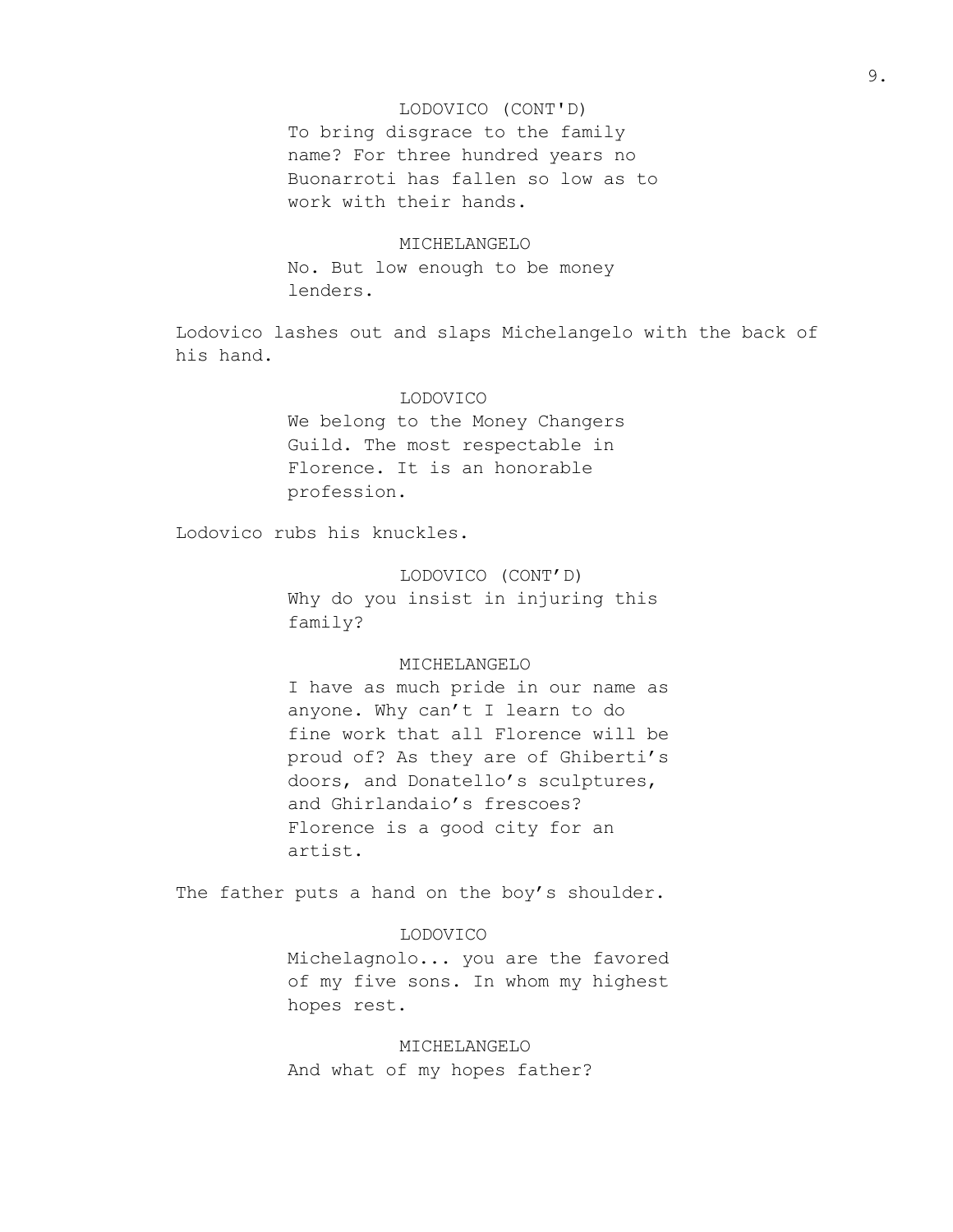LODOVICO (CONT'D)

To bring disgrace to the family name? For three hundred years no Buonarroti has fallen so low as to work with their hands.

MICHELANGELO

No. But low enough to be money lenders.

Lodovico lashes out and slaps Michelangelo with the back of his hand.

LODOVICO

We belong to the Money Changers Guild. The most respectable in Florence. It is an honorable profession.

Lodovico rubs his knuckles.

LODOVICO (CONT’D)

Why do you insist in injuring this family?

MICHELANGELO

I have as much pride in our name as anyone. Why can’t I learn to do fine work that all Florence will be proud of? As they are of Ghiberti’s doors, and Donatello’s sculptures, and Ghirlandaio’s frescoes? Florence is a good city for an artist.

The father puts a hand on the boy’s shoulder.

LODOVICO

Michelagnolo... you are the favored of my five sons. In whom my highest hopes rest.

MICHELANGELO

And what of my hopes father?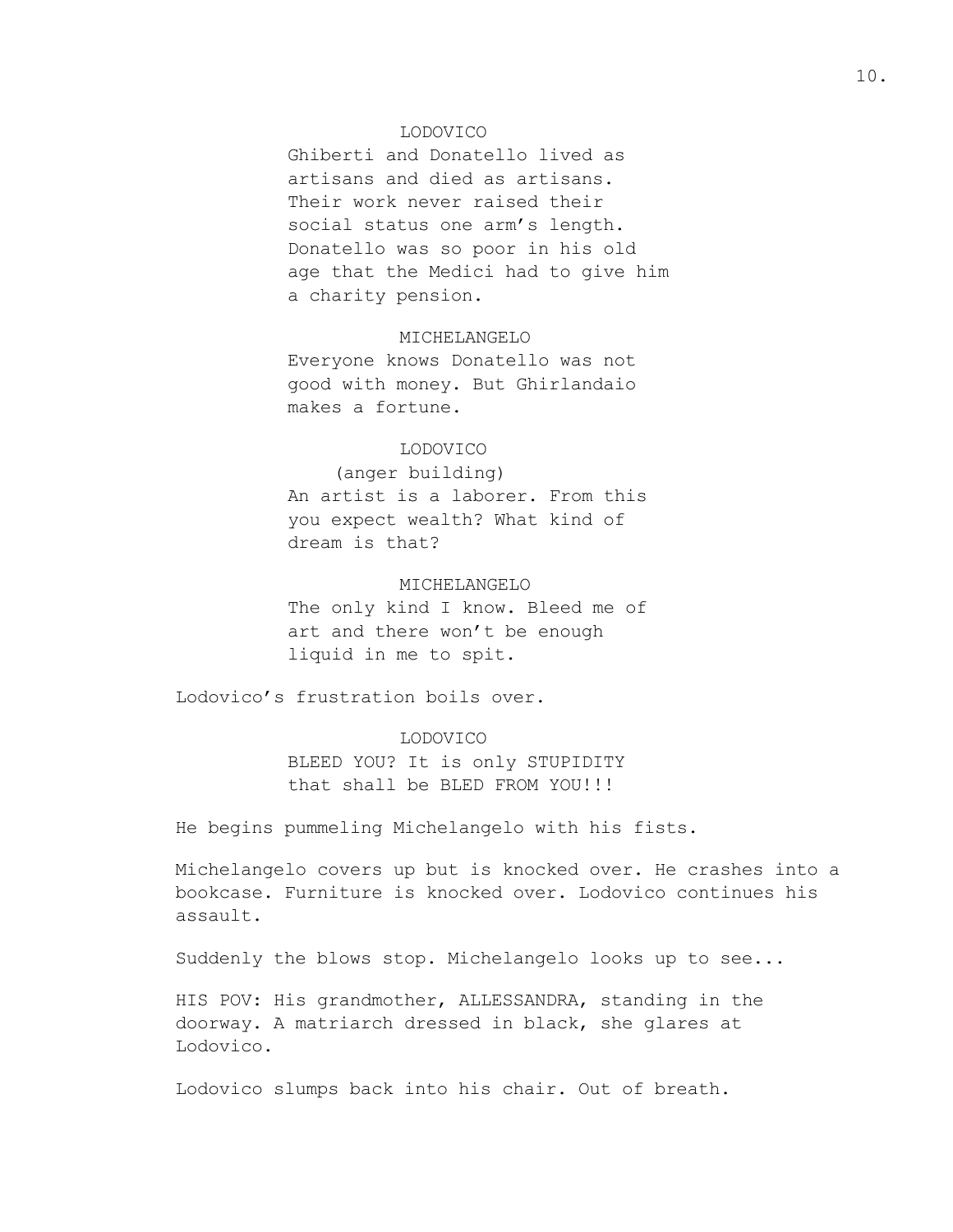LODOVICO

Ghiberti and Donatello lived as artisans and died as artisans. Their work never raised their social status one arm's length. Donatello was so poor in his old age that the Medici had to give him a charity pension.

MICHELANGELO

Everyone knows Donatello was not good with money. But Ghirlandaio makes a fortune.

LODOVICO

(anger building)

An artist is a laborer. From this you expect wealth? What kind of dream is that?

MICHELANGELO

The only kind I know. Bleed me of art and there won't be enough liquid in me to spit.

Lodovico's frustration boils over.

LODOVICO

BLEED YOU? It is only STUPIDITY that shall be BLED FROM YOU!!!

He begins pummeling Michelangelo with his fists.

Michelangelo covers up but is knocked over. He crashes into a bookcase. Furniture is knocked over. Lodovico continues his assault.

Suddenly the blows stop. Michelangelo looks up to see...

HIS POV: His grandmother, ALLESSANDRA, standing in the doorway. A matriarch dressed in black, she glares at Lodovico.

Lodovico slumps back into his chair. Out of breath.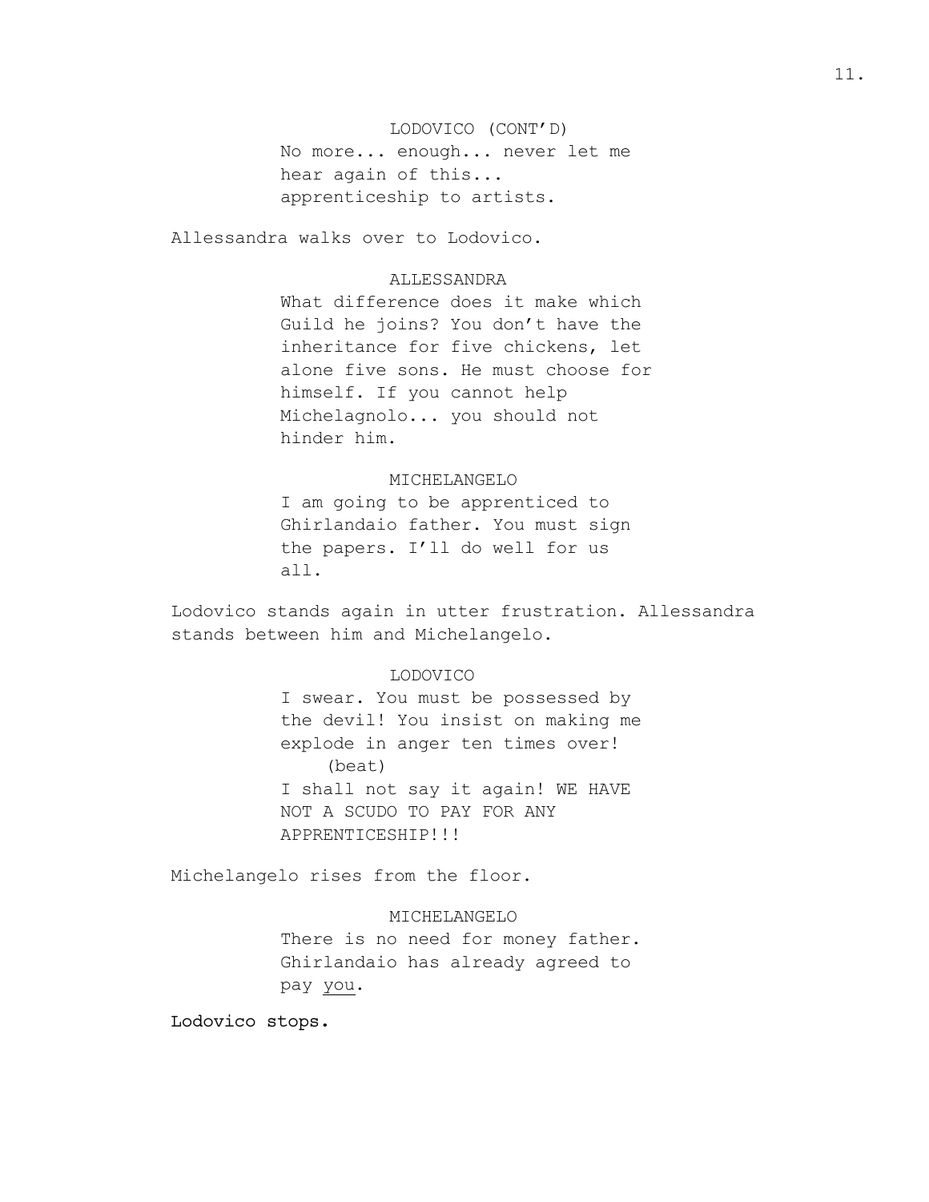LODOVICO (CONT'D)

No more... enough... never let me hear again of this... apprenticeship to artists.

Allessandra walks over to Lodovico.

ALLESSANDRA

What difference does it make which Guild he joins? You don't have the inheritance for five chickens, let alone five sons. He must choose for himself. If you cannot help Michelagnolo... you should not hinder him.

MICHELANGELO

I am going to be apprenticed to Ghirlandaio father. You must sign the papers. I'll do well for us all.

Lodovico stands again in utter frustration. Allessandra stands between him and Michelangelo.

LODOVICO

I swear. You must be possessed by the devil! You insist on making me explode in anger ten times over!

(beat)

I shall not say it again! WE HAVE NOT A SCUDO TO PAY FOR ANY APPRENTICESHIP!!!

Michelangelo rises from the floor.

MICHELANGELO

There is no need for money father. Ghirlandaio has already agreed to pay <u>you</u>.

Lodovico stops.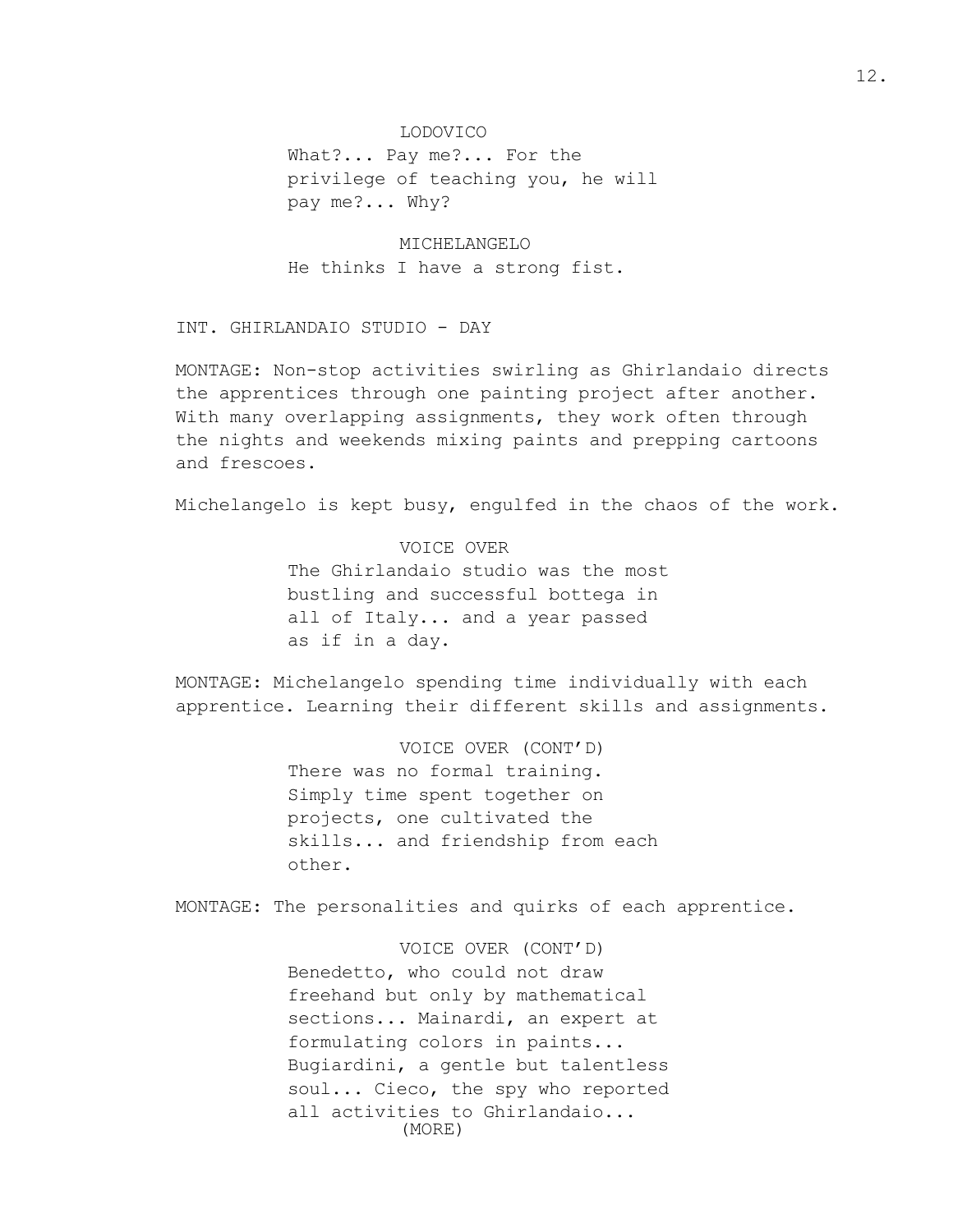LODOVICO
What?... Pay me?... For the privilege of teaching you, he will pay me?... Why?

MICHELANGELO
He thinks I have a strong fist.

INT. GHIRLANDAIO STUDIO - DAY

MONTAGE: Non-stop activities swirling as Ghirlandaio directs the apprentices through one painting project after another. With many overlapping assignments, they work often through the nights and weekends mixing paints and prepping cartoons and frescoes.

Michelangelo is kept busy, engulfed in the chaos of the work.

VOICE OVER
The Ghirlandaio studio was the most bustling and successful bottega in all of Italy... and a year passed as if in a day.

MONTAGE: Michelangelo spending time individually with each apprentice. Learning their different skills and assignments.

VOICE OVER (CONT'D)
There was no formal training. Simply time spent together on projects, one cultivated the skills... and friendship from each other.

MONTAGE: The personalities and quirks of each apprentice.

VOICE OVER (CONT'D)
Benedetto, who could not draw freehand but only by mathematical sections... Mainardi, an expert at formulating colors in paints... Bugiardini, a gentle but talentless soul... Cieco, the spy who reported all activities to Ghirlandaio...
(MORE)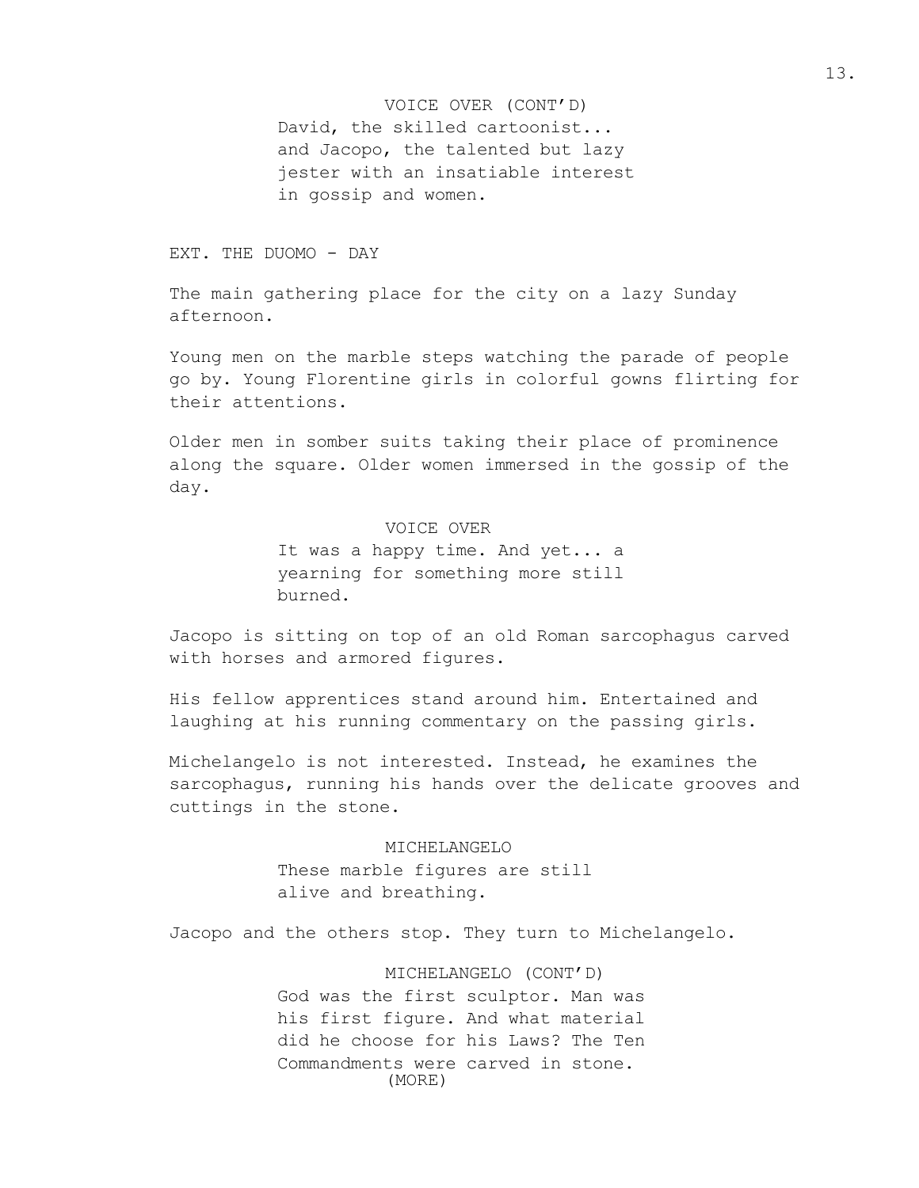VOICE OVER (CONT'D)
David, the skilled cartoonist...
and Jacopo, the talented but lazy
jester with an insatiable interest
in gossip and women.

EXT. THE DUOMO - DAY

The main gathering place for the city on a lazy Sunday afternoon.

Young men on the marble steps watching the parade of people go by. Young Florentine girls in colorful gowns flirting for their attentions.

Older men in somber suits taking their place of prominence along the square. Older women immersed in the gossip of the day.

VOICE OVER
It was a happy time. And yet... a
yearning for something more still
burned.

Jacopo is sitting on top of an old Roman sarcophagus carved with horses and armored figures.

His fellow apprentices stand around him. Entertained and laughing at his running commentary on the passing girls.

Michelangelo is not interested. Instead, he examines the sarcophagus, running his hands over the delicate grooves and cuttings in the stone.

MICHELANGELO
These marble figures are still
alive and breathing.

Jacopo and the others stop. They turn to Michelangelo.

MICHELANGELO (CONT'D)
God was the first sculptor. Man was
his first figure. And what material
did he choose for his Laws? The Ten
Commandments were carved in stone.
(MORE)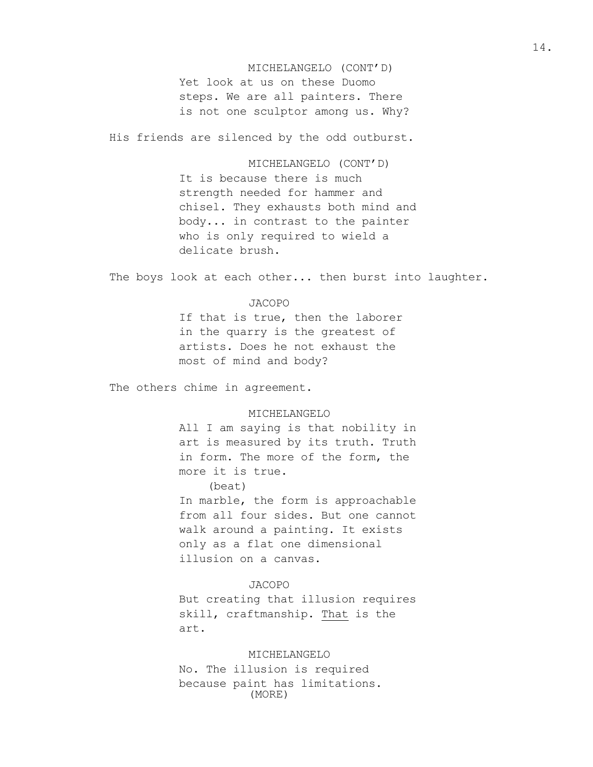MICHELANGELO (CONT'D)
Yet look at us on these Duomo steps. We are all painters. There is not one sculptor among us. Why?

His friends are silenced by the odd outburst.

MICHELANGELO (CONT'D)
It is because there is much strength needed for hammer and chisel. They exhausts both mind and body... in contrast to the painter who is only required to wield a delicate brush.

The boys look at each other... then burst into laughter.

JACOPO
If that is true, then the laborer in the quarry is the greatest of artists. Does he not exhaust the most of mind and body?

The others chime in agreement.

MICHELANGELO
All I am saying is that nobility in art is measured by its truth. Truth in form. The more of the form, the more it is true.
(beat)
In marble, the form is approachable from all four sides. But one cannot walk around a painting. It exists only as a flat one dimensional illusion on a canvas.

JACOPO
But creating that illusion requires skill, craftmanship. <u>That</u> is the art.

MICHELANGELO
No. The illusion is required because paint has limitations.
(MORE)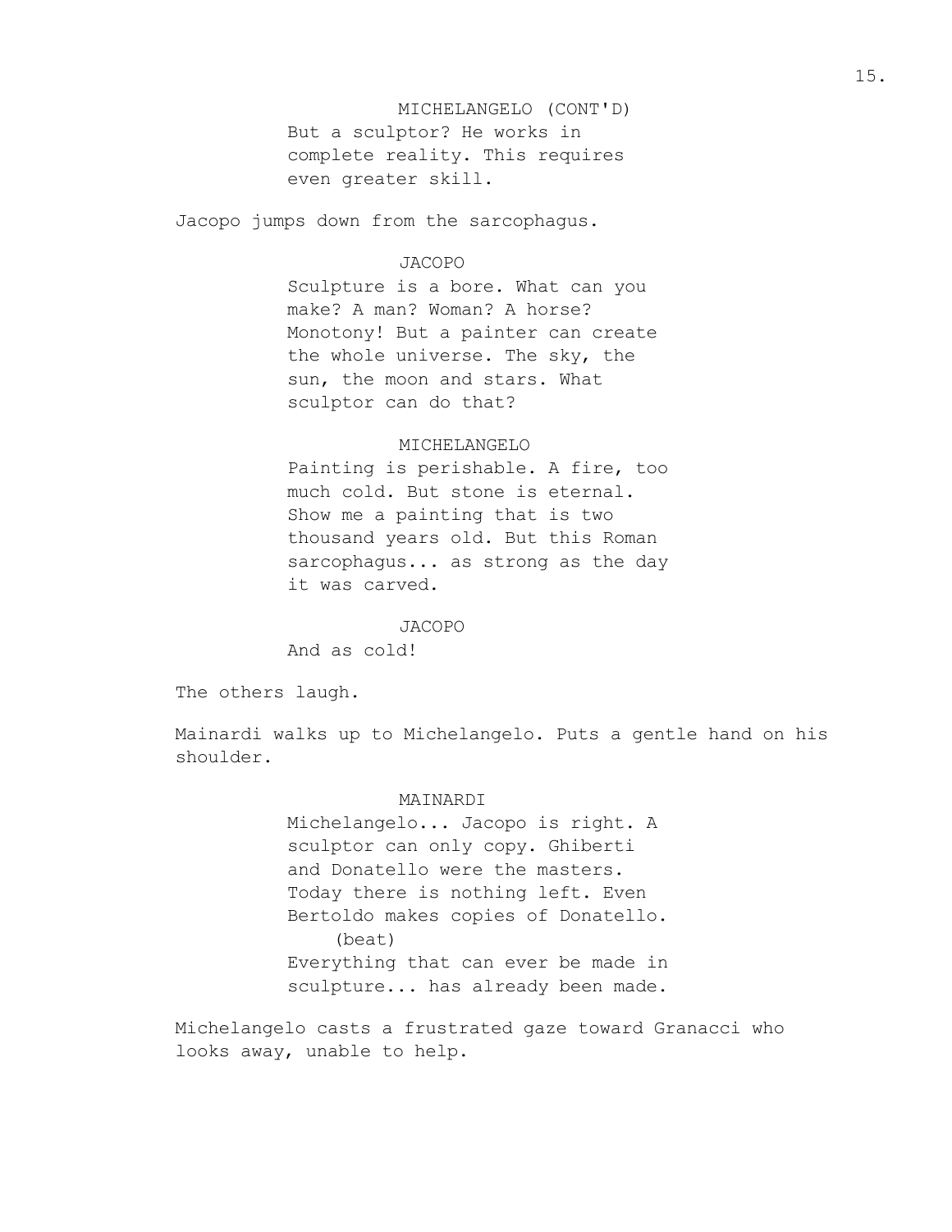MICHELANGELO (CONT'D)
But a sculptor? He works in complete reality. This requires even greater skill.

Jacopo jumps down from the sarcophagus.

JACOPO
Sculpture is a bore. What can you make? A man? Woman? A horse? Monotony! But a painter can create the whole universe. The sky, the sun, the moon and stars. What sculptor can do that?

MICHELANGELO
Painting is perishable. A fire, too much cold. But stone is eternal. Show me a painting that is two thousand years old. But this Roman sarcophagus... as strong as the day it was carved.

JACOPO
And as cold!

The others laugh.

Mainardi walks up to Michelangelo. Puts a gentle hand on his shoulder.

MAINARDI
Michelangelo... Jacopo is right. A sculptor can only copy. Ghiberti and Donatello were the masters. Today there is nothing left. Even Bertoldo makes copies of Donatello.
(beat)
Everything that can ever be made in sculpture... has already been made.

Michelangelo casts a frustrated gaze toward Granacci who looks away, unable to help.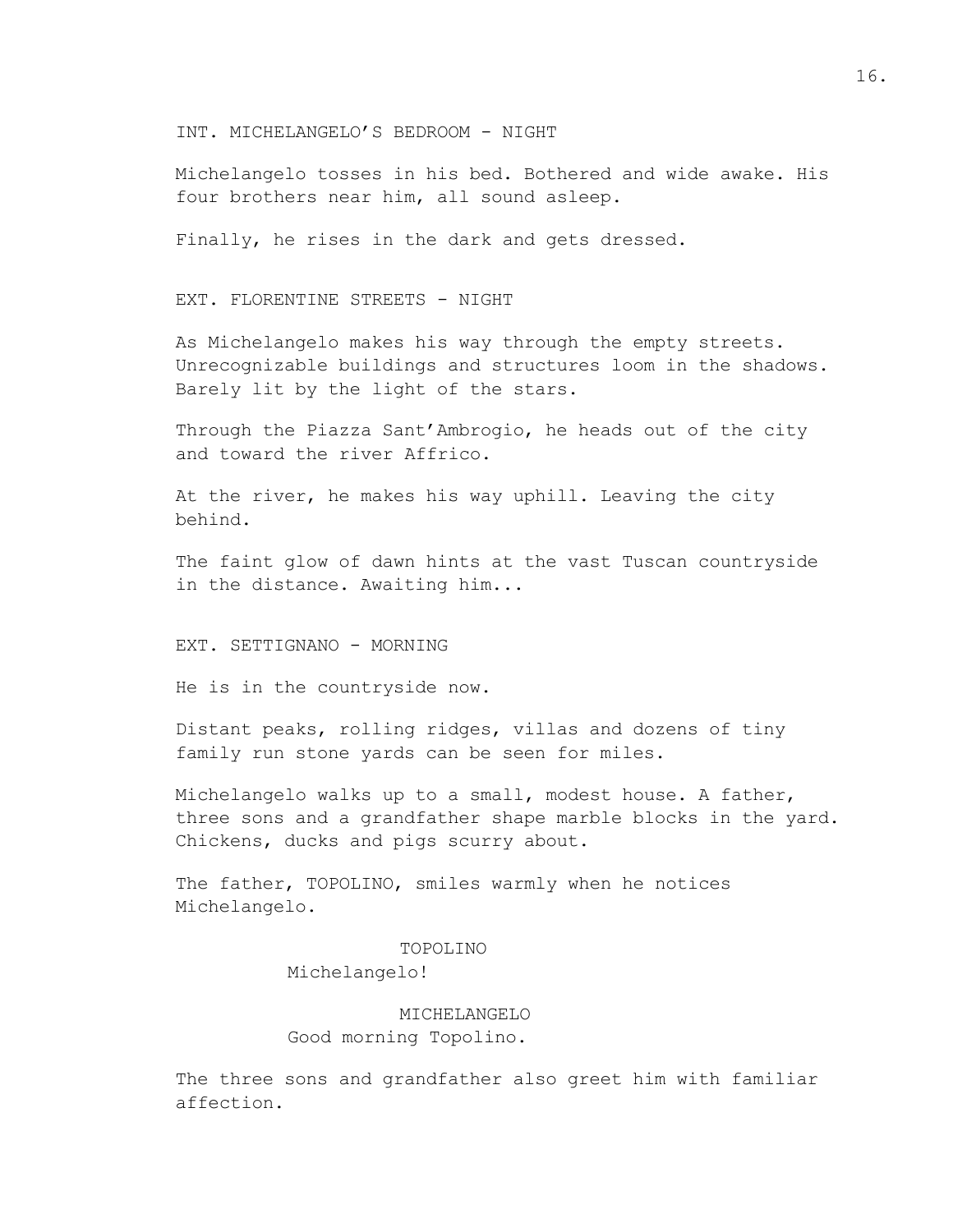INT. MICHELANGELO’S BEDROOM - NIGHT

Michelangelo tosses in his bed. Bothered and wide awake. His four brothers near him, all sound asleep.

Finally, he rises in the dark and gets dressed.

EXT. FLORENTINE STREETS - NIGHT

As Michelangelo makes his way through the empty streets. Unrecognizable buildings and structures loom in the shadows. Barely lit by the light of the stars.

Through the Piazza Sant’Ambrogio, he heads out of the city and toward the river Affrico.

At the river, he makes his way uphill. Leaving the city behind.

The faint glow of dawn hints at the vast Tuscan countryside in the distance. Awaiting him...

EXT. SETTIGNANO - MORNING

He is in the countryside now.

Distant peaks, rolling ridges, villas and dozens of tiny family run stone yards can be seen for miles.

Michelangelo walks up to a small, modest house. A father, three sons and a grandfather shape marble blocks in the yard. Chickens, ducks and pigs scurry about.

The father, TOPOLINO, smiles warmly when he notices Michelangelo.

TOPOLINO
Michelangelo!

MICHELANGELO
Good morning Topolino.

The three sons and grandfather also greet him with familiar affection.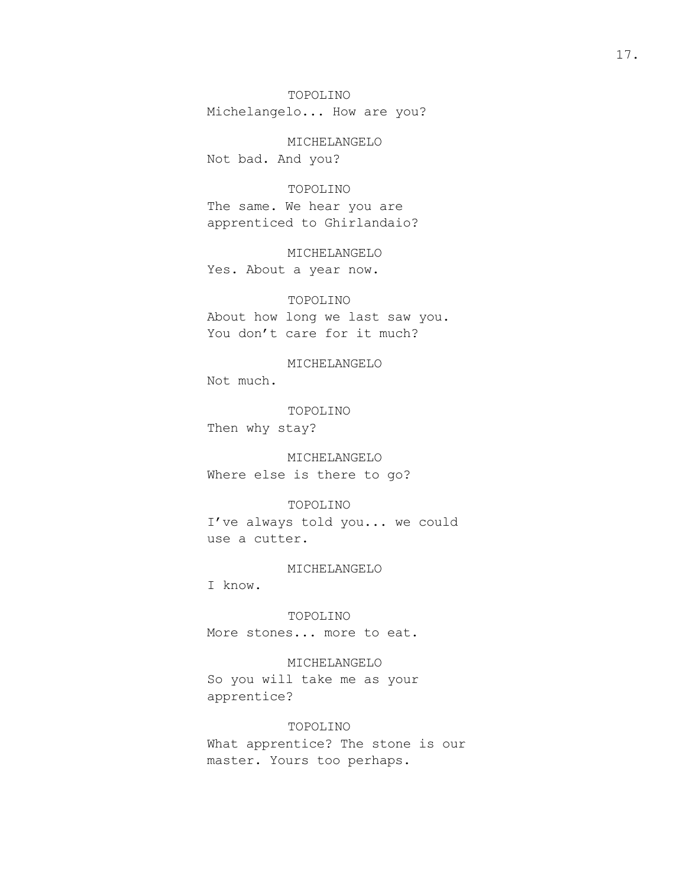TOPOLINO
Michelangelo... How are you?

MICHELANGELO
Not bad. And you?

TOPOLINO
The same. We hear you are apprenticed to Ghirlandaio?

MICHELANGELO
Yes. About a year now.

TOPOLINO
About how long we last saw you. You don't care for it much?

MICHELANGELO
Not much.

TOPOLINO
Then why stay?

MICHELANGELO
Where else is there to go?

TOPOLINO
I've always told you... we could use a cutter.

MICHELANGELO
I know.

TOPOLINO
More stones... more to eat.

MICHELANGELO
So you will take me as your apprentice?

TOPOLINO
What apprentice? The stone is our master. Yours too perhaps.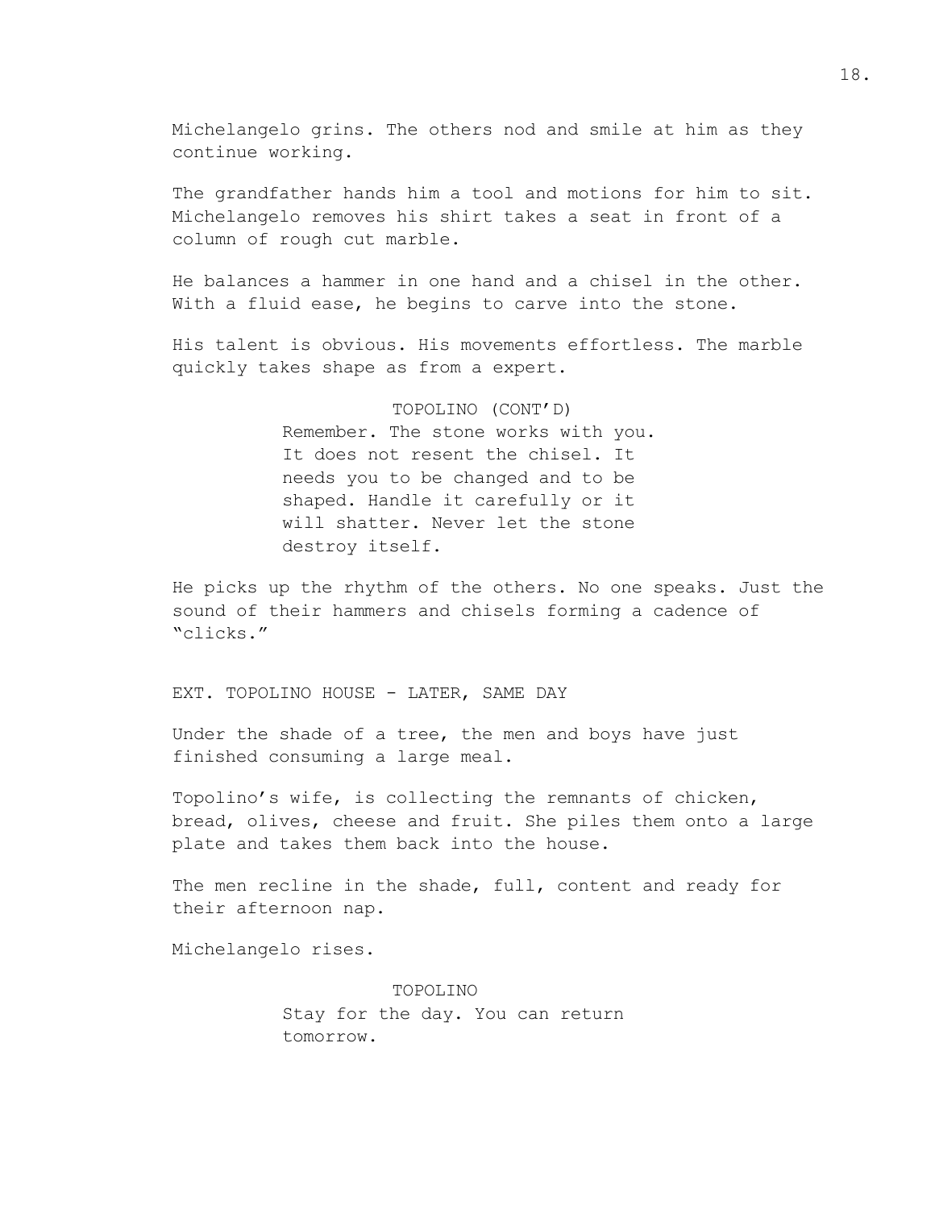Michelangelo grins. The others nod and smile at him as they continue working.

The grandfather hands him a tool and motions for him to sit. Michelangelo removes his shirt takes a seat in front of a column of rough cut marble.

He balances a hammer in one hand and a chisel in the other. With a fluid ease, he begins to carve into the stone.

His talent is obvious. His movements effortless. The marble quickly takes shape as from a expert.

TOPOLINO (CONT'D)
Remember. The stone works with you. It does not resent the chisel. It needs you to be changed and to be shaped. Handle it carefully or it will shatter. Never let the stone destroy itself.

He picks up the rhythm of the others. No one speaks. Just the sound of their hammers and chisels forming a cadence of "clicks."

EXT. TOPOLINO HOUSE - LATER, SAME DAY

Under the shade of a tree, the men and boys have just finished consuming a large meal.

Topolino's wife, is collecting the remnants of chicken, bread, olives, cheese and fruit. She piles them onto a large plate and takes them back into the house.

The men recline in the shade, full, content and ready for their afternoon nap.

Michelangelo rises.

TOPOLINO
Stay for the day. You can return tomorrow.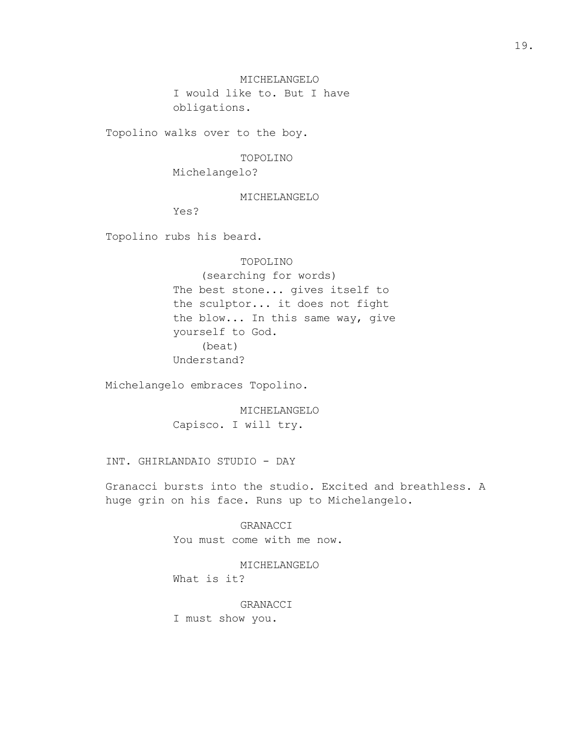MICHELANGELO
I would like to. But I have obligations.

Topolino walks over to the boy.

TOPOLINO
Michelangelo?

MICHELANGELO
Yes?

Topolino rubs his beard.

TOPOLINO
(searching for words)
The best stone... gives itself to the sculptor... it does not fight the blow... In this same way, give yourself to God.
(beat)
Understand?

Michelangelo embraces Topolino.

MICHELANGELO
Capisco. I will try.

INT. GHIRLANDAIO STUDIO - DAY

Granacci bursts into the studio. Excited and breathless. A huge grin on his face. Runs up to Michelangelo.

GRANACCI
You must come with me now.

MICHELANGELO
What is it?

GRANACCI
I must show you.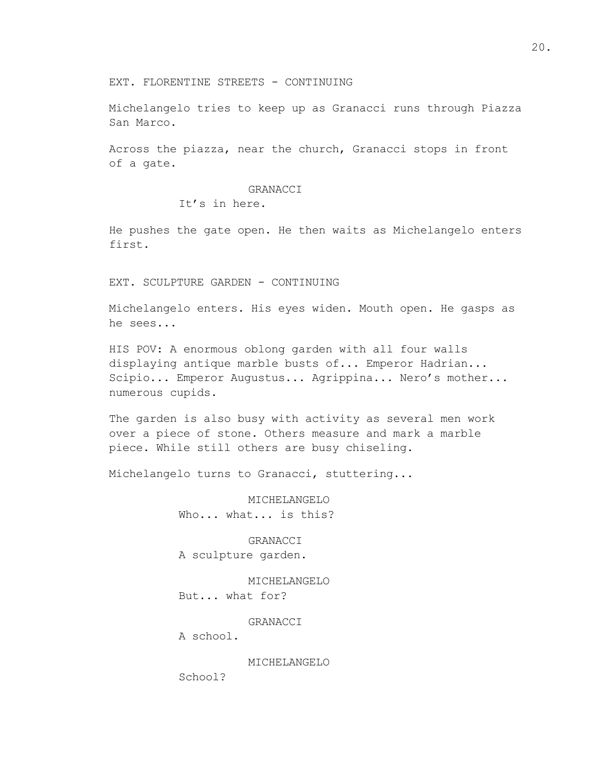EXT. FLORENTINE STREETS - CONTINUING

Michelangelo tries to keep up as Granacci runs through Piazza San Marco.

Across the piazza, near the church, Granacci stops in front of a gate.

GRANACCI
It’s in here.

He pushes the gate open. He then waits as Michelangelo enters first.

EXT. SCULPTURE GARDEN - CONTINUING

Michelangelo enters. His eyes widen. Mouth open. He gasps as he sees...

HIS POV: A enormous oblong garden with all four walls displaying antique marble busts of... Emperor Hadrian... Scipio... Emperor Augustus... Agrippina... Nero’s mother... numerous cupids.

The garden is also busy with activity as several men work over a piece of stone. Others measure and mark a marble piece. While still others are busy chiseling.

Michelangelo turns to Granacci, stuttering...

MICHELANGELO
Who... what... is this?

GRANACCI
A sculpture garden.

MICHELANGELO
But... what for?

GRANACCI
A school.

MICHELANGELO
School?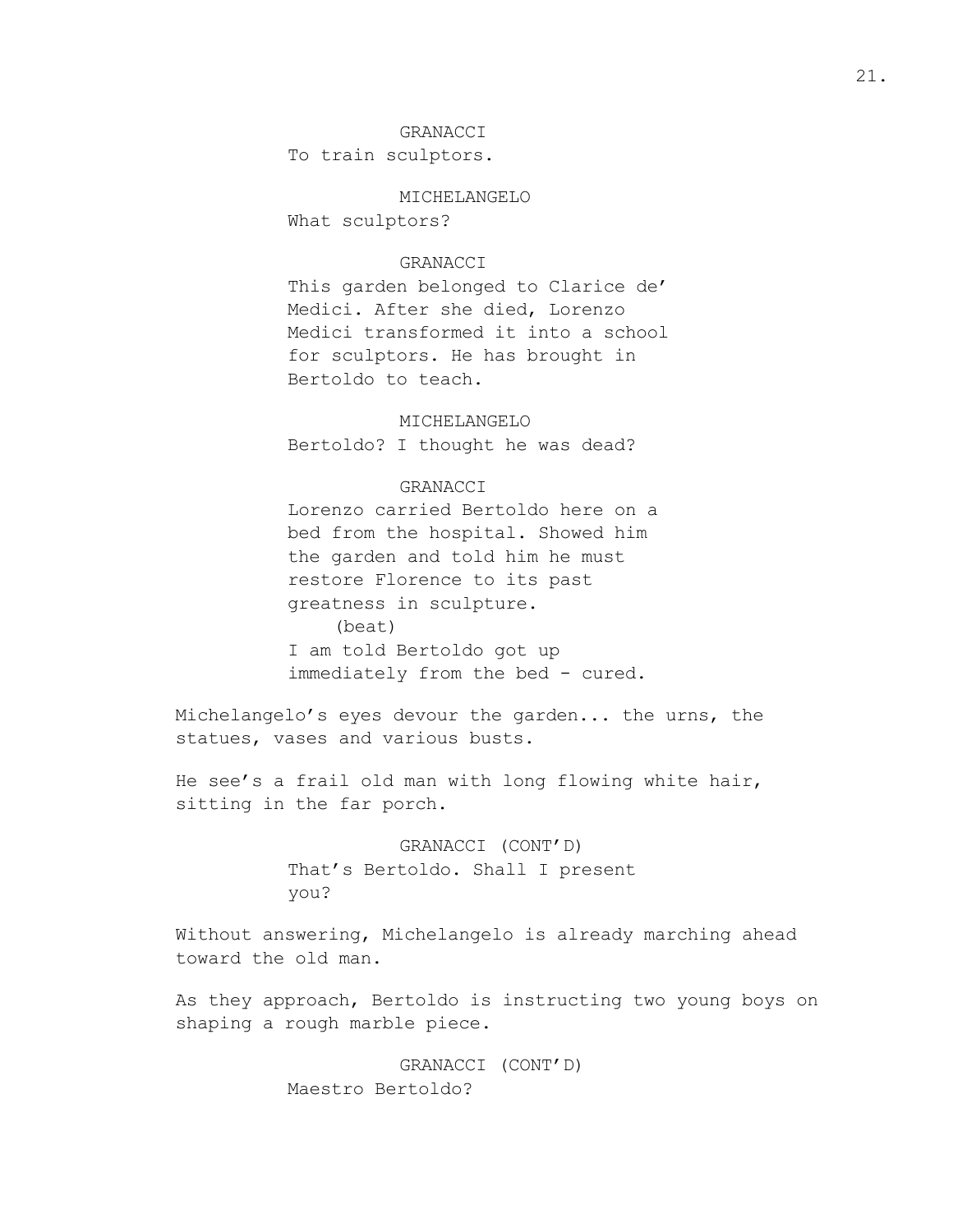GRANACCI

To train sculptors.

MICHELANGELO

What sculptors?

GRANACCI

This garden belonged to Clarice de' Medici. After she died, Lorenzo Medici transformed it into a school for sculptors. He has brought in Bertoldo to teach.

MICHELANGELO

Bertoldo? I thought he was dead?

GRANACCI

Lorenzo carried Bertoldo here on a bed from the hospital. Showed him the garden and told him he must restore Florence to its past greatness in sculpture.

(beat)

I am told Bertoldo got up immediately from the bed - cured.

Michelangelo's eyes devour the garden... the urns, the statues, vases and various busts.

He see's a frail old man with long flowing white hair, sitting in the far porch.

GRANACCI (CONT'D)

That's Bertoldo. Shall I present you?

Without answering, Michelangelo is already marching ahead toward the old man.

As they approach, Bertoldo is instructing two young boys on shaping a rough marble piece.

GRANACCI (CONT'D)

Maestro Bertoldo?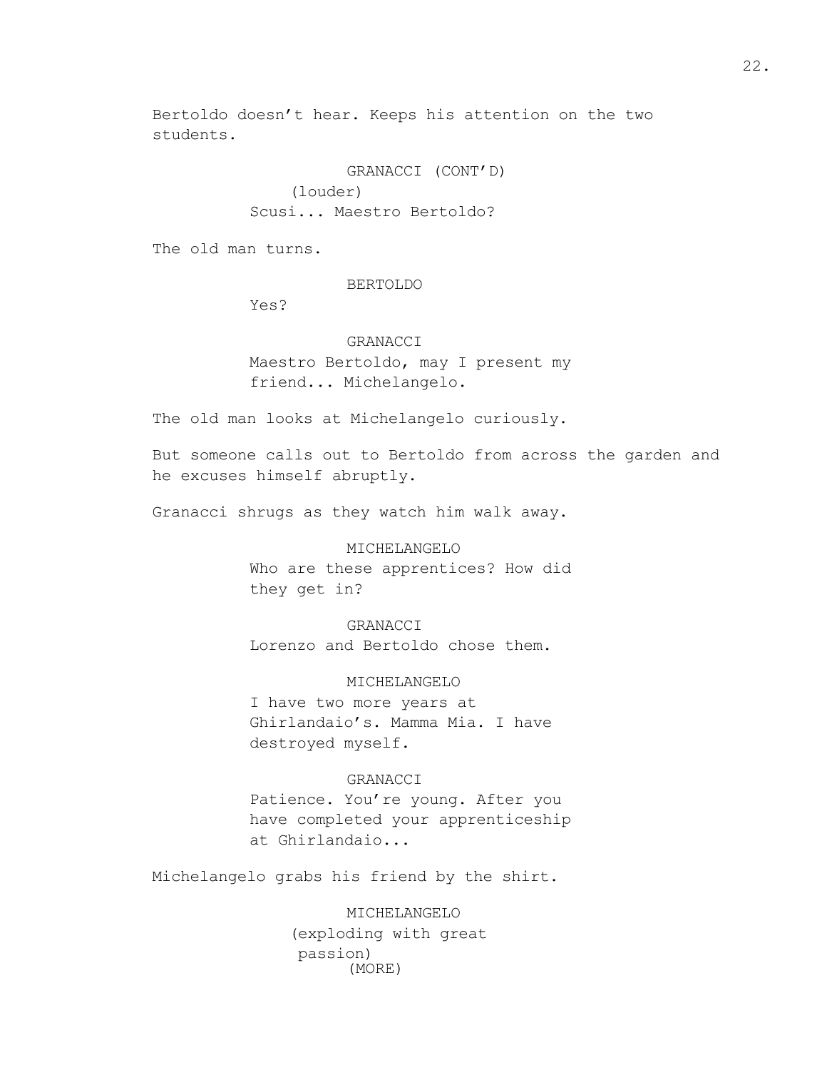Bertoldo doesn’t hear. Keeps his attention on the two students.

GRANACCI (CONT’D)
(louder)
Scusi... Maestro Bertoldo?

The old man turns.

BERTOLDO
Yes?

GRANACCI
Maestro Bertoldo, may I present my friend... Michelangelo.

The old man looks at Michelangelo curiously.

But someone calls out to Bertoldo from across the garden and he excuses himself abruptly.

Granacci shrugs as they watch him walk away.

MICHELANGELO
Who are these apprentices? How did they get in?

GRANACCI
Lorenzo and Bertoldo chose them.

MICHELANGELO
I have two more years at Ghirlandaio’s. Mamma Mia. I have destroyed myself.

GRANACCI
Patience. You’re young. After you have completed your apprenticeship at Ghirlandaio...

Michelangelo grabs his friend by the shirt.

MICHELANGELO
(exploding with great passion)
(MORE)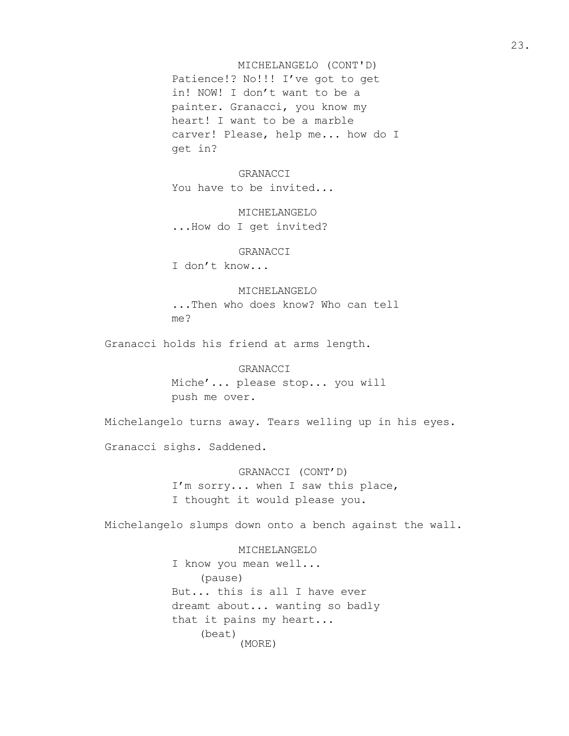MICHELANGELO (CONT'D)
Patience!? No!!! I've got to get in! NOW! I don't want to be a painter. Granacci, you know my heart! I want to be a marble carver! Please, help me... how do I get in?

GRANACCI
You have to be invited...

MICHELANGELO
...How do I get invited?

GRANACCI
I don't know...

MICHELANGELO
...Then who does know? Who can tell me?

Granacci holds his friend at arms length.

GRANACCI
Miche'... please stop... you will push me over.

Michelangelo turns away. Tears welling up in his eyes.

Granacci sighs. Saddened.

GRANACCI (CONT'D)
I'm sorry... when I saw this place, I thought it would please you.

Michelangelo slumps down onto a bench against the wall.

MICHELANGELO
I know you mean well...
(pause)
But... this is all I have ever dreamt about... wanting so badly that it pains my heart...
(beat)
(MORE)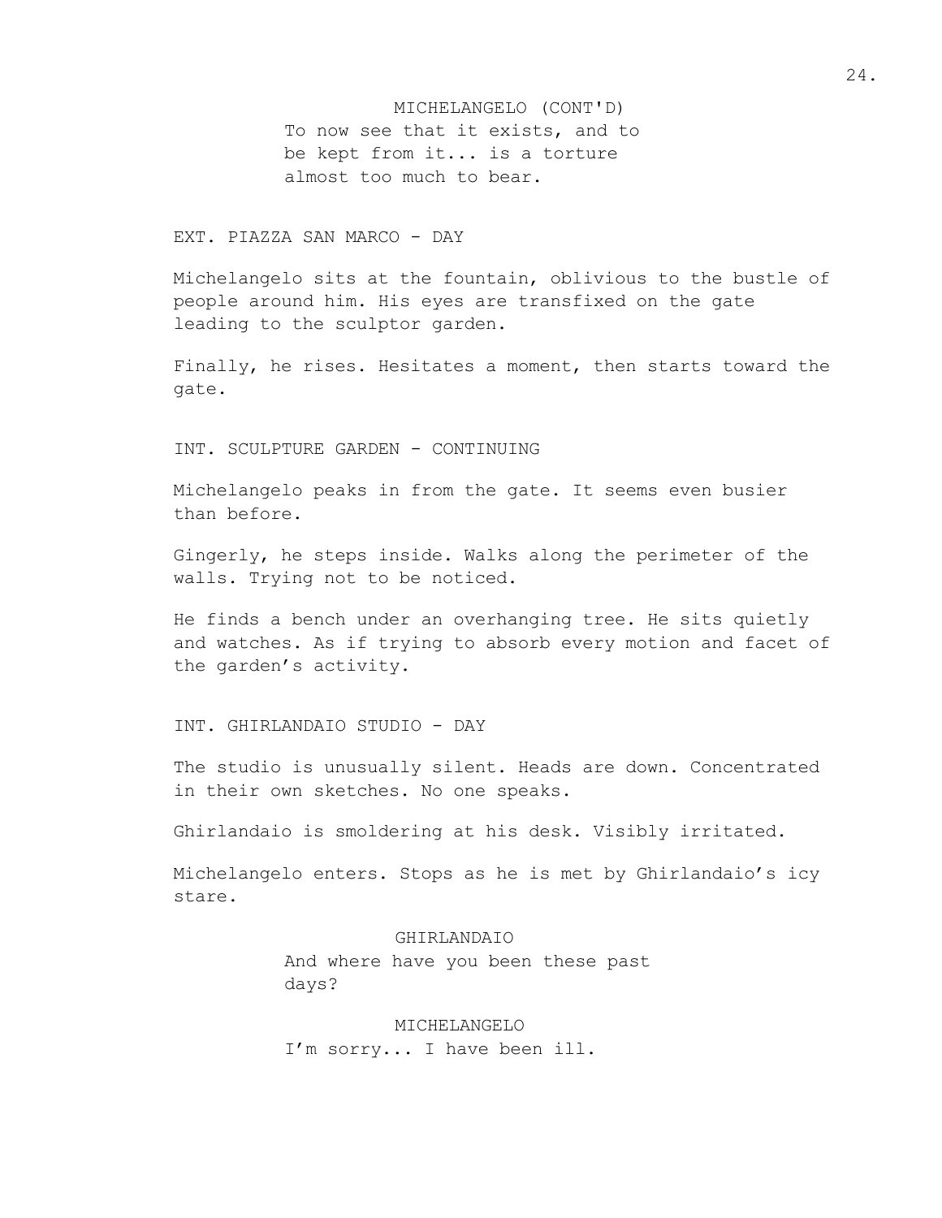MICHELANGELO (CONT'D)
To now see that it exists, and to be kept from it... is a torture almost too much to bear.

EXT. PIAZZA SAN MARCO - DAY

Michelangelo sits at the fountain, oblivious to the bustle of people around him. His eyes are transfixed on the gate leading to the sculptor garden.

Finally, he rises. Hesitates a moment, then starts toward the gate.

INT. SCULPTURE GARDEN - CONTINUING

Michelangelo peaks in from the gate. It seems even busier than before.

Gingerly, he steps inside. Walks along the perimeter of the walls. Trying not to be noticed.

He finds a bench under an overhanging tree. He sits quietly and watches. As if trying to absorb every motion and facet of the garden's activity.

INT. GHIRLANDAIO STUDIO - DAY

The studio is unusually silent. Heads are down. Concentrated in their own sketches. No one speaks.

Ghirlandaio is smoldering at his desk. Visibly irritated.

Michelangelo enters. Stops as he is met by Ghirlandaio's icy stare.

GHIRLANDAIO
And where have you been these past days?

MICHELANGELO
I'm sorry... I have been ill.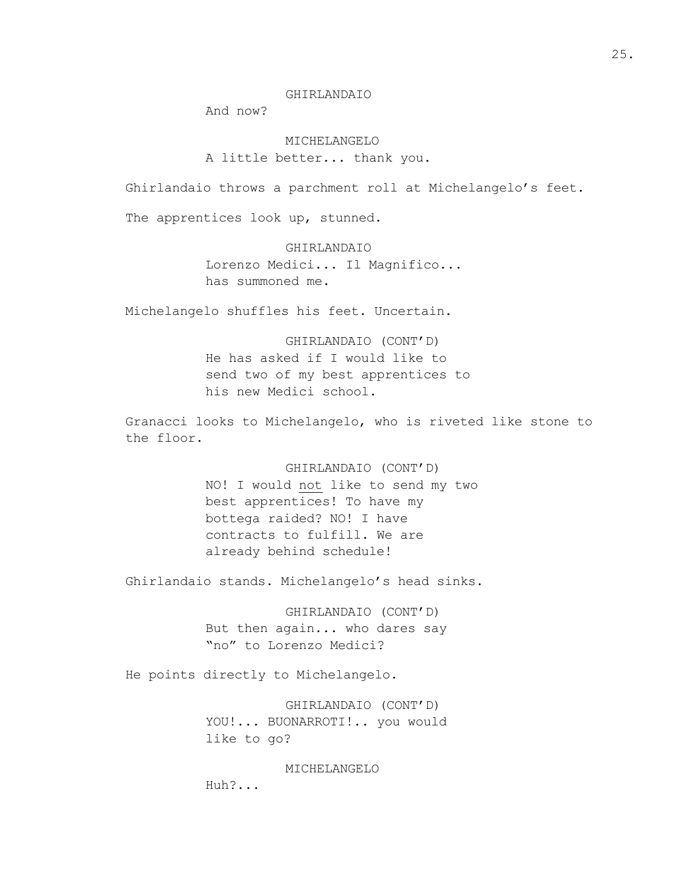GHIRLANDAIO

And now?

MICHELANGELO

A little better... thank you.

Ghirlandaio throws a parchment roll at Michelangelo's feet.

The apprentices look up, stunned.

GHIRLANDAIO

Lorenzo Medici... Il Magnifico... has summoned me.

Michelangelo shuffles his feet. Uncertain.

GHIRLANDAIO (CONT'D)

He has asked if I would like to send two of my best apprentices to his new Medici school.

Granacci looks to Michelangelo, who is riveted like stone to the floor.

GHIRLANDAIO (CONT'D)

NO! I would <u>not</u> like to send my two best apprentices! To have my bottega raided? NO! I have contracts to fulfill. We are already behind schedule!

Ghirlandaio stands. Michelangelo's head sinks.

GHIRLANDAIO (CONT'D)

But then again... who dares say "no" to Lorenzo Medici?

He points directly to Michelangelo.

GHIRLANDAIO (CONT'D)

YOU!... BUONARROTI!.. you would like to go?

MICHELANGELO

Huh?...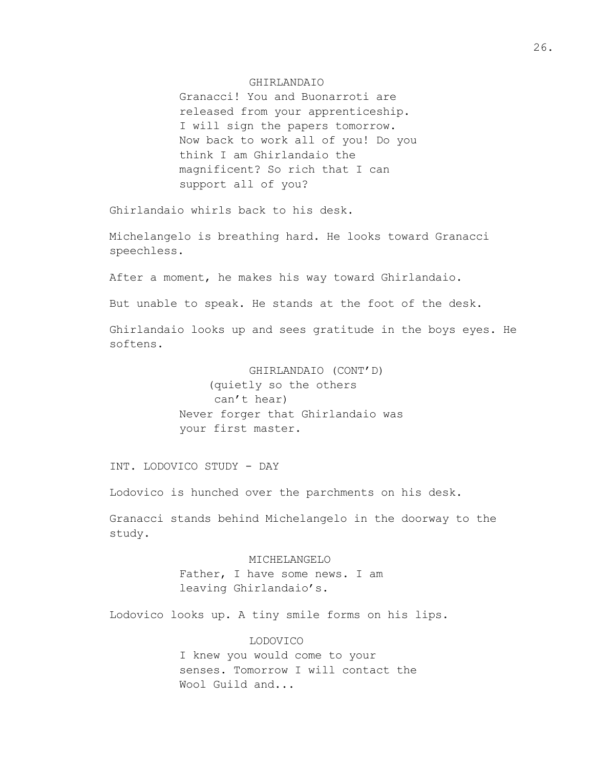GHIRLANDAIO

Granacci! You and Buonarroti are released from your apprenticeship. I will sign the papers tomorrow. Now back to work all of you! Do you think I am Ghirlandaio the magnificent? So rich that I can support all of you?

Ghirlandaio whirls back to his desk.

Michelangelo is breathing hard. He looks toward Granacci speechless.

After a moment, he makes his way toward Ghirlandaio.

But unable to speak. He stands at the foot of the desk.

Ghirlandaio looks up and sees gratitude in the boys eyes. He softens.

GHIRLANDAIO (CONT'D)

(quietly so the others can't hear)

Never forger that Ghirlandaio was your first master.

INT. LODOVICO STUDY - DAY

Lodovico is hunched over the parchments on his desk.

Granacci stands behind Michelangelo in the doorway to the study.

MICHELANGELO

Father, I have some news. I am leaving Ghirlandaio's.

Lodovico looks up. A tiny smile forms on his lips.

LODOVICO

I knew you would come to your senses. Tomorrow I will contact the Wool Guild and...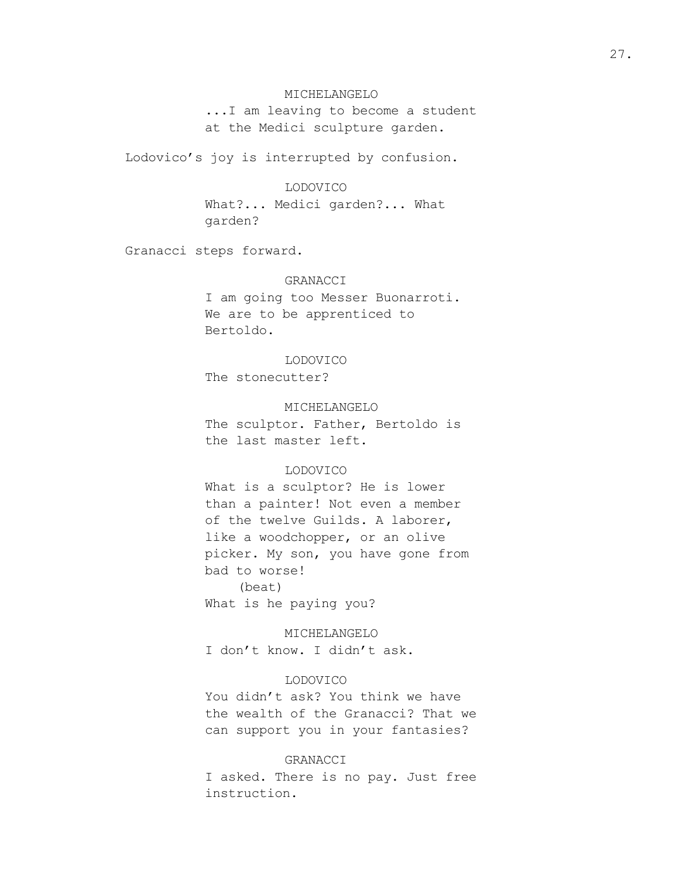MICHELANGELO

...I am leaving to become a student at the Medici sculpture garden.

Lodovico's joy is interrupted by confusion.

LODOVICO

What?... Medici garden?... What garden?

Granacci steps forward.

GRANACCI

I am going too Messer Buonarroti. We are to be apprenticed to Bertoldo.

LODOVICO

The stonecutter?

MICHELANGELO

The sculptor. Father, Bertoldo is the last master left.

LODOVICO

What is a sculptor? He is lower than a painter! Not even a member of the twelve Guilds. A laborer, like a woodchopper, or an olive picker. My son, you have gone from bad to worse!

(beat)

What is he paying you?

MICHELANGELO

I don't know. I didn't ask.

LODOVICO

You didn't ask? You think we have the wealth of the Granacci? That we can support you in your fantasies?

GRANACCI

I asked. There is no pay. Just free instruction.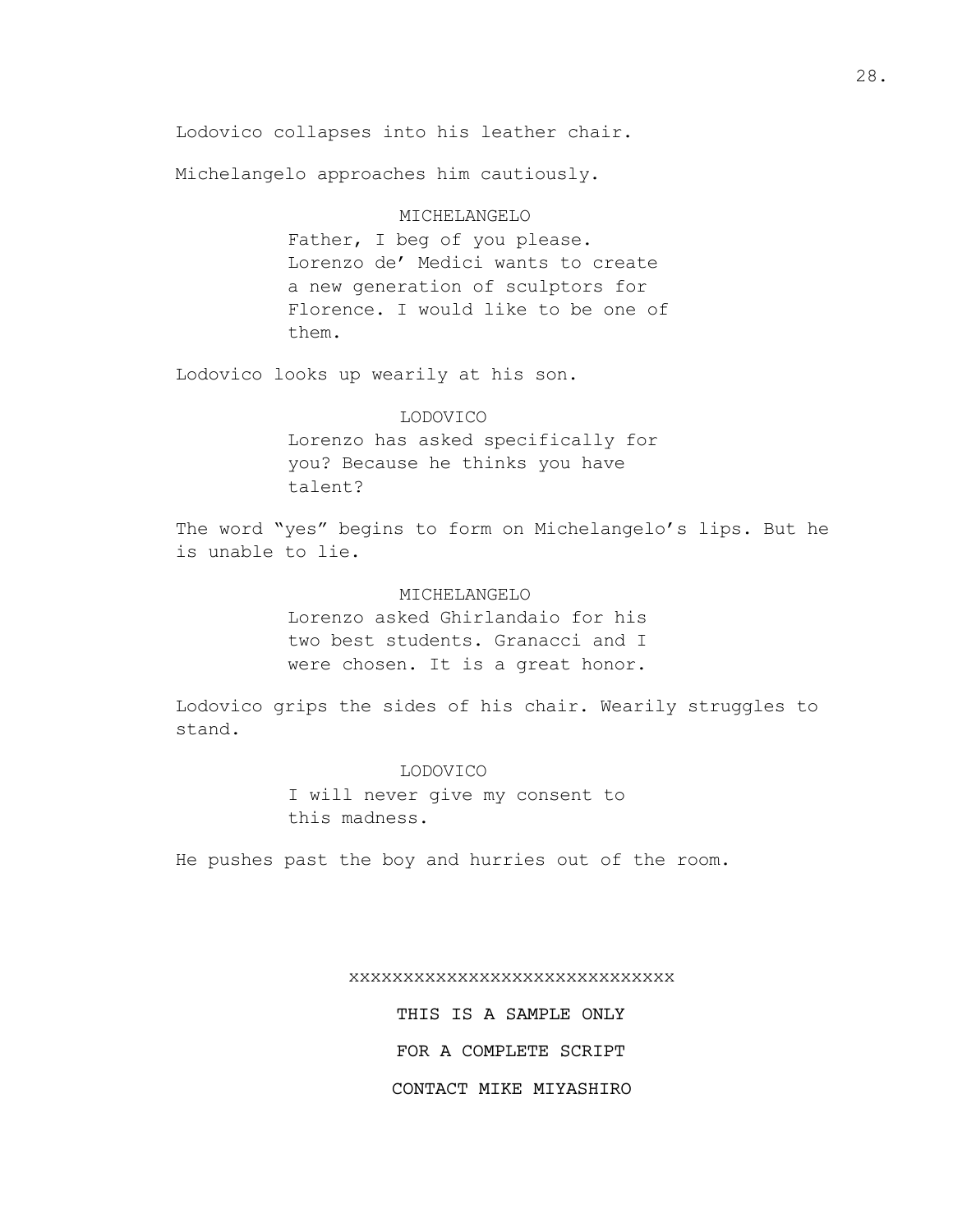Lodovico collapses into his leather chair.

Michelangelo approaches him cautiously.

MICHELANGELO

Father, I beg of you please. Lorenzo de' Medici wants to create a new generation of sculptors for Florence. I would like to be one of them.

Lodovico looks up wearily at his son.

LODOVICO

Lorenzo has asked specifically for you? Because he thinks you have talent?

The word "yes" begins to form on Michelangelo's lips. But he is unable to lie.

MICHELANGELO

Lorenzo asked Ghirlandaio for his two best students. Granacci and I were chosen. It is a great honor.

Lodovico grips the sides of his chair. Wearily struggles to stand.

LODOVICO

I will never give my consent to this madness.

He pushes past the boy and hurries out of the room.

xxxxxxxxxxxxxxxxxxxxxxxxxxxxxx

THIS IS A SAMPLE ONLY

FOR A COMPLETE SCRIPT

CONTACT MIKE MIYASHIRO